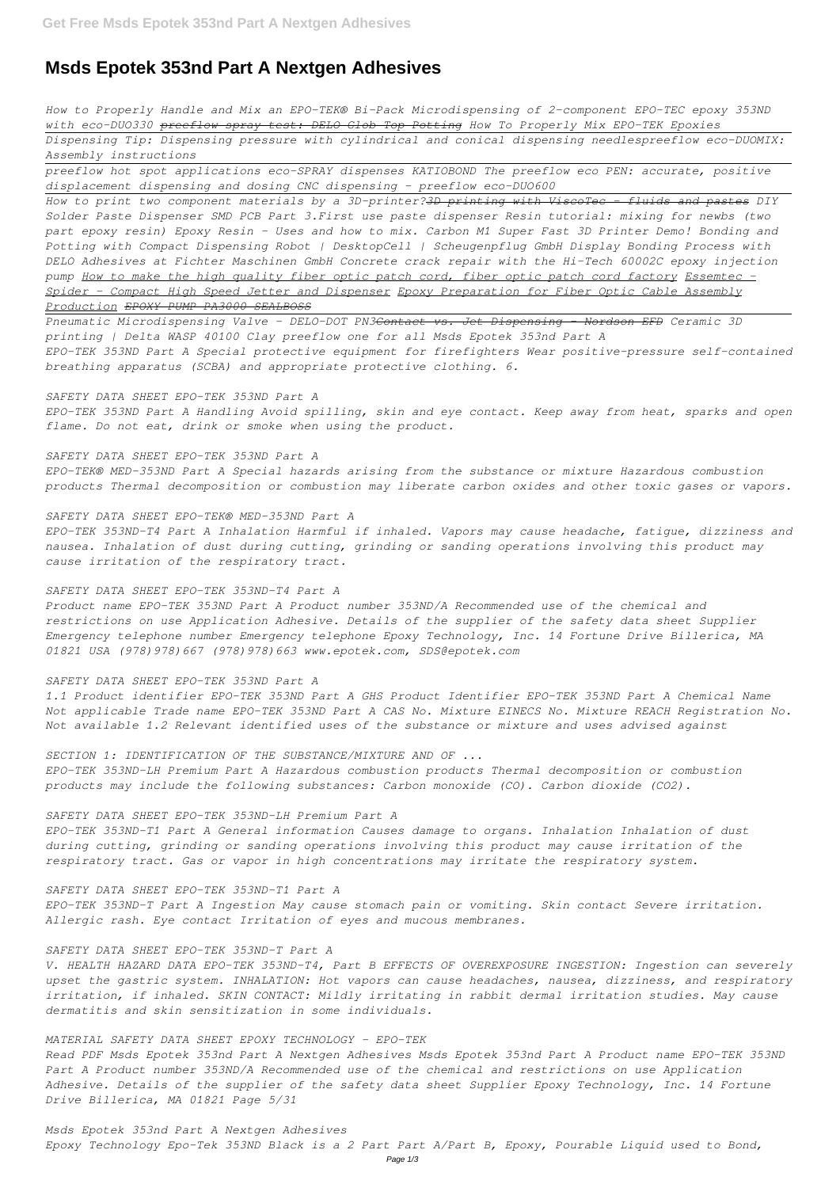# Msds Epotek 353nd Part A Nextgen Adhesives

*How to Properly Handle and Mix an EPO-TEK® Bi-Pack Microdispensing of 2-component EPO-TEC epoxy 353ND with eco-DUO330 ~~preeflow spray test: DELO Glob Top Potting~~ How To Properly Mix EPO-TEK Epoxies*

*Dispensing Tip: Dispensing pressure with cylindrical and conical dispensing needlespreeflow eco-DUOMIX: Assembly instructions*

*preeflow hot spot applications eco-SPRAY dispenses KATIOBOND The preeflow eco PEN: accurate, positive displacement dispensing and dosing CNC dispensing - preeflow eco-DUO600*

*How to print two component materials by a 3D-printer?3D printing with ViscoTec - fluids and pastes DIY Solder Paste Dispenser SMD PCB Part 3.First use paste dispenser Resin tutorial: mixing for newbs (two part epoxy resin) Epoxy Resin - Uses and how to mix. Carbon M1 Super Fast 3D Printer Demo! Bonding and Potting with Compact Dispensing Robot | DesktopCell | Scheugenpflug GmbH Display Bonding Process with DELO Adhesives at Fichter Maschinen GmbH Concrete crack repair with the Hi-Tech 60002C epoxy injection pump How to make the high quality fiber optic patch cord, fiber optic patch cord factory Essemtec - Spider - Compact High Speed Jetter and Dispenser Epoxy Preparation for Fiber Optic Cable Assembly Production ~~EPOXY PUMP PA3000 SEALBOSS~~*

*Pneumatic Microdispensing Valve - DELO-DOT PN3~~Contact vs. Jet Dispensing - Nordson EFD~~ Ceramic 3D printing | Delta WASP 40100 Clay preeflow one for all Msds Epotek 353nd Part A*

*EPO-TEK 353ND Part A Special protective equipment for firefighters Wear positive-pressure self-contained breathing apparatus (SCBA) and appropriate protective clothing. 6.*

*SAFETY DATA SHEET EPO-TEK 353ND Part A*

*EPO-TEK 353ND Part A Handling Avoid spilling, skin and eye contact. Keep away from heat, sparks and open flame. Do not eat, drink or smoke when using the product.*

*SAFETY DATA SHEET EPO-TEK 353ND Part A*

*EPO-TEK® MED-353ND Part A Special hazards arising from the substance or mixture Hazardous combustion products Thermal decomposition or combustion may liberate carbon oxides and other toxic gases or vapors.*

*SAFETY DATA SHEET EPO-TEK® MED-353ND Part A*

*EPO-TEK 353ND-T4 Part A Inhalation Harmful if inhaled. Vapors may cause headache, fatigue, dizziness and nausea. Inhalation of dust during cutting, grinding or sanding operations involving this product may cause irritation of the respiratory tract.*

*SAFETY DATA SHEET EPO-TEK 353ND-T4 Part A*

*Product name EPO-TEK 353ND Part A Product number 353ND/A Recommended use of the chemical and restrictions on use Application Adhesive. Details of the supplier of the safety data sheet Supplier Emergency telephone number Emergency telephone Epoxy Technology, Inc. 14 Fortune Drive Billerica, MA 01821 USA (978)978)667 (978)978)663 www.epotek.com, SDS@epotek.com*

*SAFETY DATA SHEET EPO-TEK 353ND Part A*

*1.1 Product identifier EPO-TEK 353ND Part A GHS Product Identifier EPO-TEK 353ND Part A Chemical Name Not applicable Trade name EPO-TEK 353ND Part A CAS No. Mixture EINECS No. Mixture REACH Registration No. Not available 1.2 Relevant identified uses of the substance or mixture and uses advised against*

*SECTION 1: IDENTIFICATION OF THE SUBSTANCE/MIXTURE AND OF ...*

*EPO-TEK 353ND-LH Premium Part A Hazardous combustion products Thermal decomposition or combustion products may include the following substances: Carbon monoxide (CO). Carbon dioxide (CO2).*

*SAFETY DATA SHEET EPO-TEK 353ND-LH Premium Part A*

*EPO-TEK 353ND-T1 Part A General information Causes damage to organs. Inhalation Inhalation of dust during cutting, grinding or sanding operations involving this product may cause irritation of the respiratory tract. Gas or vapor in high concentrations may irritate the respiratory system.*

*SAFETY DATA SHEET EPO-TEK 353ND-T1 Part A*

*EPO-TEK 353ND-T Part A Ingestion May cause stomach pain or vomiting. Skin contact Severe irritation. Allergic rash. Eye contact Irritation of eyes and mucous membranes.*

*SAFETY DATA SHEET EPO-TEK 353ND-T Part A*

*V. HEALTH HAZARD DATA EPO-TEK 353ND-T4, Part B EFFECTS OF OVEREXPOSURE INGESTION: Ingestion can severely upset the gastric system. INHALATION: Hot vapors can cause headaches, nausea, dizziness, and respiratory irritation, if inhaled. SKIN CONTACT: Mildly irritating in rabbit dermal irritation studies. May cause dermatitis and skin sensitization in some individuals.*

*MATERIAL SAFETY DATA SHEET EPOXY TECHNOLOGY - EPO-TEK*

*Read PDF Msds Epotek 353nd Part A Nextgen Adhesives Msds Epotek 353nd Part A Product name EPO-TEK 353ND Part A Product number 353ND/A Recommended use of the chemical and restrictions on use Application Adhesive. Details of the supplier of the safety data sheet Supplier Epoxy Technology, Inc. 14 Fortune Drive Billerica, MA 01821 Page 5/31*

*Msds Epotek 353nd Part A Nextgen Adhesives*

*Epoxy Technology Epo-Tek 353ND Black is a 2 Part Part A/Part B, Epoxy, Pourable Liquid used to Bond,*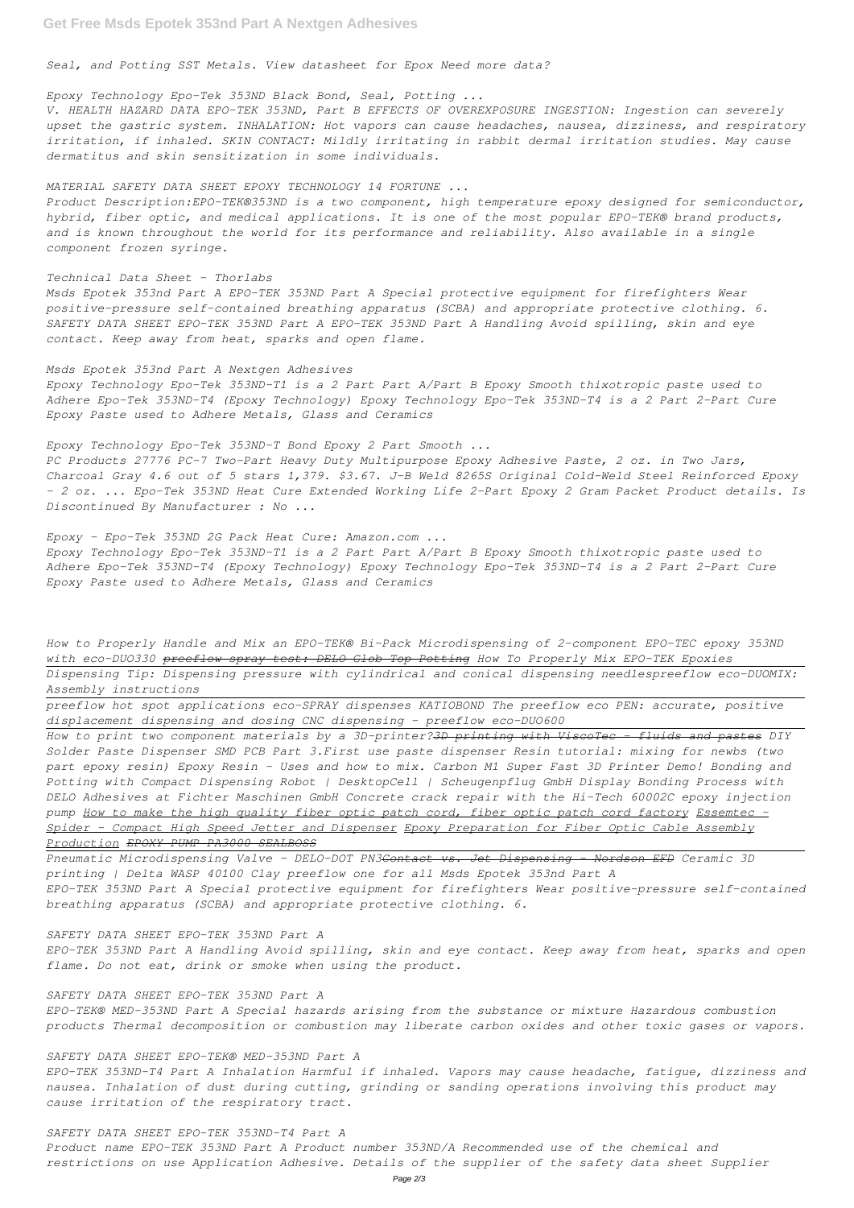*Seal, and Potting SST Metals. View datasheet for Epox Need more data?*

*Epoxy Technology Epo-Tek 353ND Black Bond, Seal, Potting ...*

*V. HEALTH HAZARD DATA EPO-TEK 353ND, Part B EFFECTS OF OVEREXPOSURE INGESTION: Ingestion can severely upset the gastric system. INHALATION: Hot vapors can cause headaches, nausea, dizziness, and respiratory irritation, if inhaled. SKIN CONTACT: Mildly irritating in rabbit dermal irritation studies. May cause dermatitus and skin sensitization in some individuals.*

*MATERIAL SAFETY DATA SHEET EPOXY TECHNOLOGY 14 FORTUNE ...*

*Product Description:EPO-TEK®353ND is a two component, high temperature epoxy designed for semiconductor, hybrid, fiber optic, and medical applications. It is one of the most popular EPO-TEK® brand products, and is known throughout the world for its performance and reliability. Also available in a single component frozen syringe.*

*Technical Data Sheet - Thorlabs*

*Msds Epotek 353nd Part A EPO-TEK 353ND Part A Special protective equipment for firefighters Wear positive-pressure self-contained breathing apparatus (SCBA) and appropriate protective clothing. 6. SAFETY DATA SHEET EPO-TEK 353ND Part A EPO-TEK 353ND Part A Handling Avoid spilling, skin and eye contact. Keep away from heat, sparks and open flame.*

*Msds Epotek 353nd Part A Nextgen Adhesives*

*Epoxy Technology Epo-Tek 353ND-T1 is a 2 Part Part A/Part B Epoxy Smooth thixotropic paste used to Adhere Epo-Tek 353ND-T4 (Epoxy Technology) Epoxy Technology Epo-Tek 353ND-T4 is a 2 Part 2-Part Cure Epoxy Paste used to Adhere Metals, Glass and Ceramics*

*Epoxy Technology Epo-Tek 353ND-T Bond Epoxy 2 Part Smooth ...*

*PC Products 27776 PC-7 Two-Part Heavy Duty Multipurpose Epoxy Adhesive Paste, 2 oz. in Two Jars, Charcoal Gray 4.6 out of 5 stars 1,379. $3.67. J-B Weld 8265S Original Cold-Weld Steel Reinforced Epoxy - 2 oz. ... Epo-Tek 353ND Heat Cure Extended Working Life 2-Part Epoxy 2 Gram Packet Product details. Is Discontinued By Manufacturer : No ...*

*Epoxy - Epo-Tek 353ND 2G Pack Heat Cure: Amazon.com ...*

*Epoxy Technology Epo-Tek 353ND-T1 is a 2 Part Part A/Part B Epoxy Smooth thixotropic paste used to Adhere Epo-Tek 353ND-T4 (Epoxy Technology) Epoxy Technology Epo-Tek 353ND-T4 is a 2 Part 2-Part Cure Epoxy Paste used to Adhere Metals, Glass and Ceramics*

*How to Properly Handle and Mix an EPO-TEK® Bi-Pack Microdispensing of 2-component EPO-TEC epoxy 353ND with eco-DUO330 ~~preeflow spray test: DELO Glob Top Potting~~ How To Properly Mix EPO-TEK Epoxies*

*Dispensing Tip: Dispensing pressure with cylindrical and conical dispensing needlespreeflow eco-DUOMIX: Assembly instructions*

*preeflow hot spot applications eco-SPRAY dispenses KATIOBOND The preeflow eco PEN: accurate, positive displacement dispensing and dosing CNC dispensing - preeflow eco-DUO600*

*How to print two component materials by a 3D-printer?3D printing with ViscoTec - fluids and pastes DIY Solder Paste Dispenser SMD PCB Part 3.First use paste dispenser Resin tutorial: mixing for newbs (two part epoxy resin) Epoxy Resin - Uses and how to mix. Carbon M1 Super Fast 3D Printer Demo! Bonding and Potting with Compact Dispensing Robot | DesktopCell | Scheugenpflug GmbH Display Bonding Process with DELO Adhesives at Fichter Maschinen GmbH Concrete crack repair with the Hi-Tech 60002C epoxy injection pump How to make the high quality fiber optic patch cord, fiber optic patch cord factory Essemtec - Spider - Compact High Speed Jetter and Dispenser Epoxy Preparation for Fiber Optic Cable Assembly Production EPOXY PUMP PA3000 SEALBOSS*

*Pneumatic Microdispensing Valve - DELO-DOT PN3Contact vs. Jet Dispensing - Nordson EFD Ceramic 3D printing | Delta WASP 40100 Clay preeflow one for all Msds Epotek 353nd Part A*

*EPO-TEK 353ND Part A Special protective equipment for firefighters Wear positive-pressure self-contained breathing apparatus (SCBA) and appropriate protective clothing. 6.*

*SAFETY DATA SHEET EPO-TEK 353ND Part A*

*EPO-TEK 353ND Part A Handling Avoid spilling, skin and eye contact. Keep away from heat, sparks and open flame. Do not eat, drink or smoke when using the product.*

*SAFETY DATA SHEET EPO-TEK 353ND Part A*

*EPO-TEK® MED-353ND Part A Special hazards arising from the substance or mixture Hazardous combustion products Thermal decomposition or combustion may liberate carbon oxides and other toxic gases or vapors.*

*SAFETY DATA SHEET EPO-TEK® MED-353ND Part A*

*EPO-TEK 353ND-T4 Part A Inhalation Harmful if inhaled. Vapors may cause headache, fatigue, dizziness and nausea. Inhalation of dust during cutting, grinding or sanding operations involving this product may cause irritation of the respiratory tract.*

*SAFETY DATA SHEET EPO-TEK 353ND-T4 Part A*

*Product name EPO-TEK 353ND Part A Product number 353ND/A Recommended use of the chemical and restrictions on use Application Adhesive. Details of the supplier of the safety data sheet Supplier*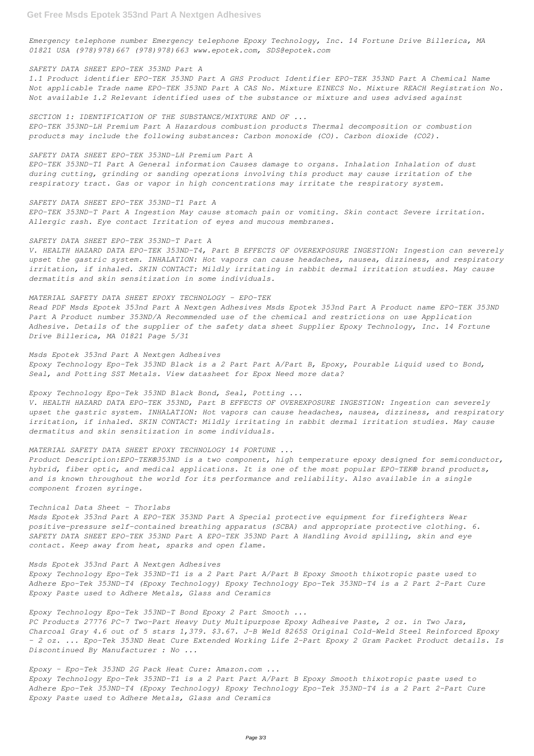*Emergency telephone number Emergency telephone Epoxy Technology, Inc. 14 Fortune Drive Billerica, MA 01821 USA (978)978)667 (978)978)663 www.epotek.com, SDS@epotek.com*

*SAFETY DATA SHEET EPO-TEK 353ND Part A*

*1.1 Product identifier EPO-TEK 353ND Part A GHS Product Identifier EPO-TEK 353ND Part A Chemical Name Not applicable Trade name EPO-TEK 353ND Part A CAS No. Mixture EINECS No. Mixture REACH Registration No. Not available 1.2 Relevant identified uses of the substance or mixture and uses advised against*

*SECTION 1: IDENTIFICATION OF THE SUBSTANCE/MIXTURE AND OF ...*

*EPO-TEK 353ND-LH Premium Part A Hazardous combustion products Thermal decomposition or combustion products may include the following substances: Carbon monoxide (CO). Carbon dioxide (CO2).*

*SAFETY DATA SHEET EPO-TEK 353ND-LH Premium Part A*

*EPO-TEK 353ND-T1 Part A General information Causes damage to organs. Inhalation Inhalation of dust during cutting, grinding or sanding operations involving this product may cause irritation of the respiratory tract. Gas or vapor in high concentrations may irritate the respiratory system.*

*SAFETY DATA SHEET EPO-TEK 353ND-T1 Part A*

*EPO-TEK 353ND-T Part A Ingestion May cause stomach pain or vomiting. Skin contact Severe irritation. Allergic rash. Eye contact Irritation of eyes and mucous membranes.*

*SAFETY DATA SHEET EPO-TEK 353ND-T Part A*

*V. HEALTH HAZARD DATA EPO-TEK 353ND-T4, Part B EFFECTS OF OVEREXPOSURE INGESTION: Ingestion can severely upset the gastric system. INHALATION: Hot vapors can cause headaches, nausea, dizziness, and respiratory irritation, if inhaled. SKIN CONTACT: Mildly irritating in rabbit dermal irritation studies. May cause dermatitis and skin sensitization in some individuals.*

*MATERIAL SAFETY DATA SHEET EPOXY TECHNOLOGY - EPO-TEK*

*Read PDF Msds Epotek 353nd Part A Nextgen Adhesives Msds Epotek 353nd Part A Product name EPO-TEK 353ND Part A Product number 353ND/A Recommended use of the chemical and restrictions on use Application Adhesive. Details of the supplier of the safety data sheet Supplier Epoxy Technology, Inc. 14 Fortune Drive Billerica, MA 01821 Page 5/31*

*Msds Epotek 353nd Part A Nextgen Adhesives*

*Epoxy Technology Epo-Tek 353ND Black is a 2 Part Part A/Part B, Epoxy, Pourable Liquid used to Bond, Seal, and Potting SST Metals. View datasheet for Epox Need more data?*

*Epoxy Technology Epo-Tek 353ND Black Bond, Seal, Potting ...*

*V. HEALTH HAZARD DATA EPO-TEK 353ND, Part B EFFECTS OF OVEREXPOSURE INGESTION: Ingestion can severely upset the gastric system. INHALATION: Hot vapors can cause headaches, nausea, dizziness, and respiratory irritation, if inhaled. SKIN CONTACT: Mildly irritating in rabbit dermal irritation studies. May cause dermatitus and skin sensitization in some individuals.*

*MATERIAL SAFETY DATA SHEET EPOXY TECHNOLOGY 14 FORTUNE ...*

*Product Description:EPO-TEK®353ND is a two component, high temperature epoxy designed for semiconductor, hybrid, fiber optic, and medical applications. It is one of the most popular EPO-TEK® brand products, and is known throughout the world for its performance and reliability. Also available in a single component frozen syringe.*

*Technical Data Sheet - Thorlabs*

*Msds Epotek 353nd Part A EPO-TEK 353ND Part A Special protective equipment for firefighters Wear positive-pressure self-contained breathing apparatus (SCBA) and appropriate protective clothing. 6. SAFETY DATA SHEET EPO-TEK 353ND Part A EPO-TEK 353ND Part A Handling Avoid spilling, skin and eye contact. Keep away from heat, sparks and open flame.*

*Msds Epotek 353nd Part A Nextgen Adhesives*

*Epoxy Technology Epo-Tek 353ND-T1 is a 2 Part Part A/Part B Epoxy Smooth thixotropic paste used to Adhere Epo-Tek 353ND-T4 (Epoxy Technology) Epoxy Technology Epo-Tek 353ND-T4 is a 2 Part 2-Part Cure Epoxy Paste used to Adhere Metals, Glass and Ceramics*

*Epoxy Technology Epo-Tek 353ND-T Bond Epoxy 2 Part Smooth ...*

*PC Products 27776 PC-7 Two-Part Heavy Duty Multipurpose Epoxy Adhesive Paste, 2 oz. in Two Jars, Charcoal Gray 4.6 out of 5 stars 1,379. $3.67. J-B Weld 8265S Original Cold-Weld Steel Reinforced Epoxy - 2 oz. ... Epo-Tek 353ND Heat Cure Extended Working Life 2-Part Epoxy 2 Gram Packet Product details. Is Discontinued By Manufacturer : No ...*

*Epoxy - Epo-Tek 353ND 2G Pack Heat Cure: Amazon.com ...*

*Epoxy Technology Epo-Tek 353ND-T1 is a 2 Part Part A/Part B Epoxy Smooth thixotropic paste used to Adhere Epo-Tek 353ND-T4 (Epoxy Technology) Epoxy Technology Epo-Tek 353ND-T4 is a 2 Part 2-Part Cure Epoxy Paste used to Adhere Metals, Glass and Ceramics*